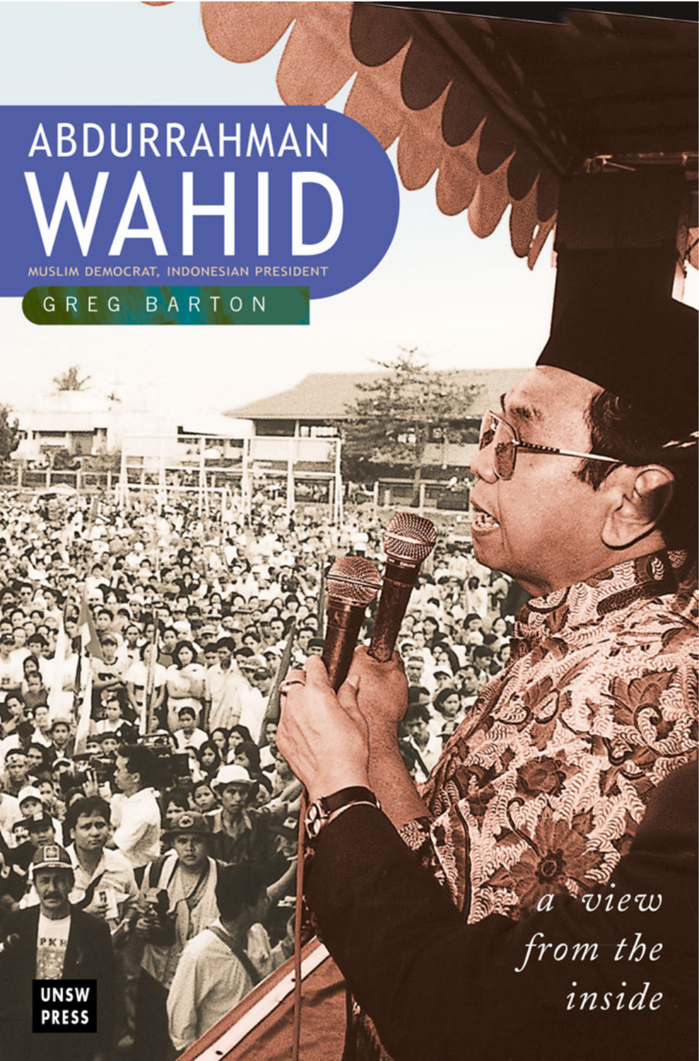# ABDURRAHMAN WAHID

MUSLIM DEMOCRAT, INDONESIAN PRESIDENT

GREG BARTON

*a view from the inside*

UNSW PRESS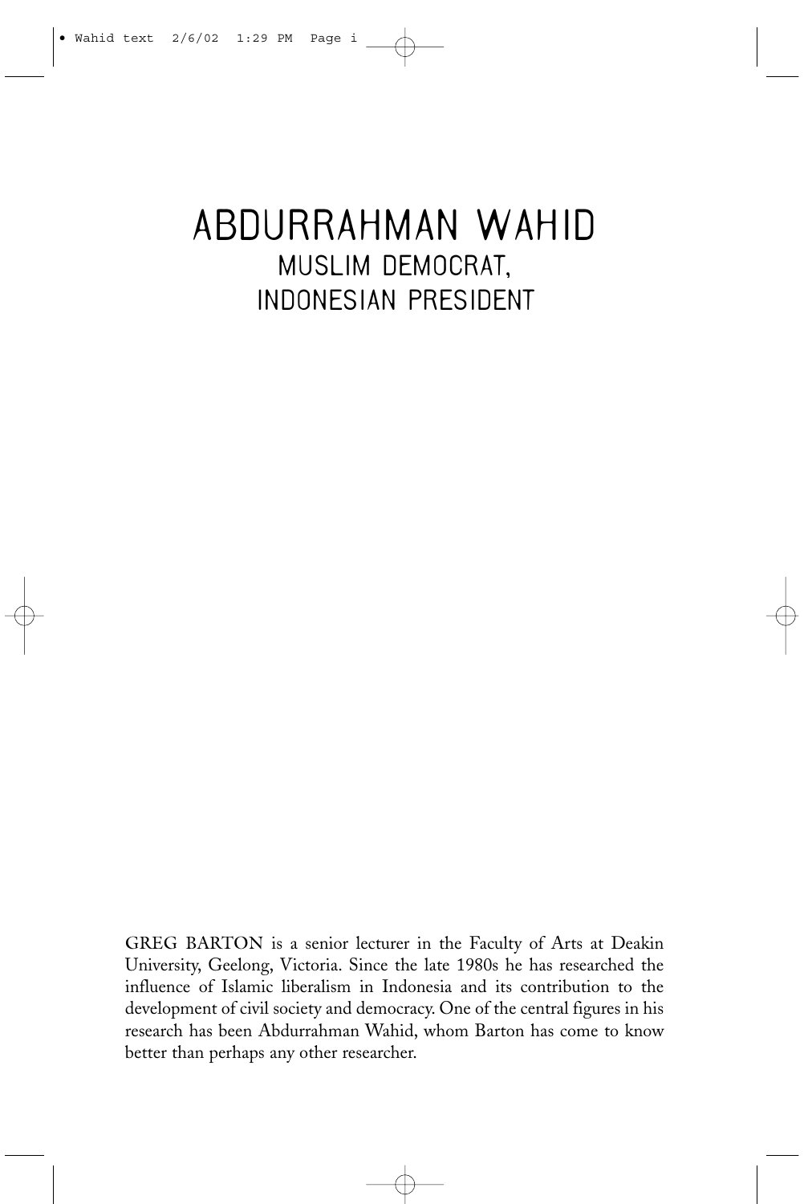# ABDURRAHMAN WAHID

## MUSLIM DEMOCRAT, INDONESIAN PRESIDENT

GREG BARTON is a senior lecturer in the Faculty of Arts at Deakin University, Geelong, Victoria. Since the late 1980s he has researched the influence of Islamic liberalism in Indonesia and its contribution to the development of civil society and democracy. One of the central figures in his research has been Abdurrahman Wahid, whom Barton has come to know better than perhaps any other researcher.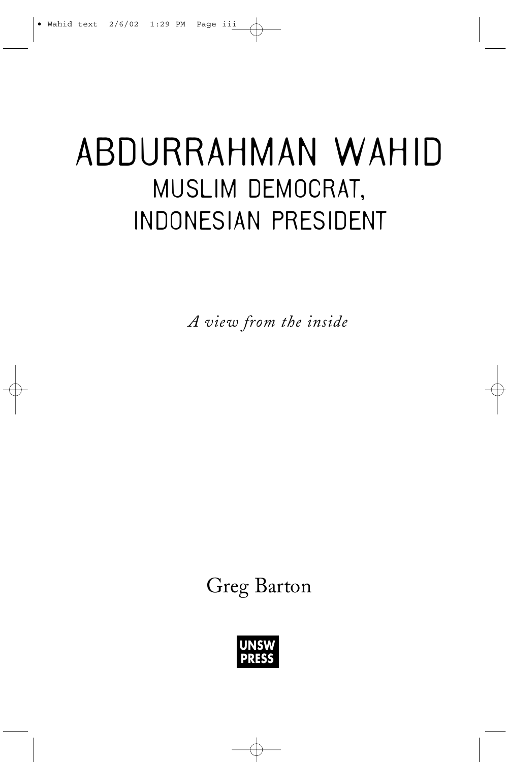# ABDURRAHMAN WAHID

## MUSLIM DEMOCRAT, INDONESIAN PRESIDENT

*A view from the inside*

Greg Barton

UNSW PRESS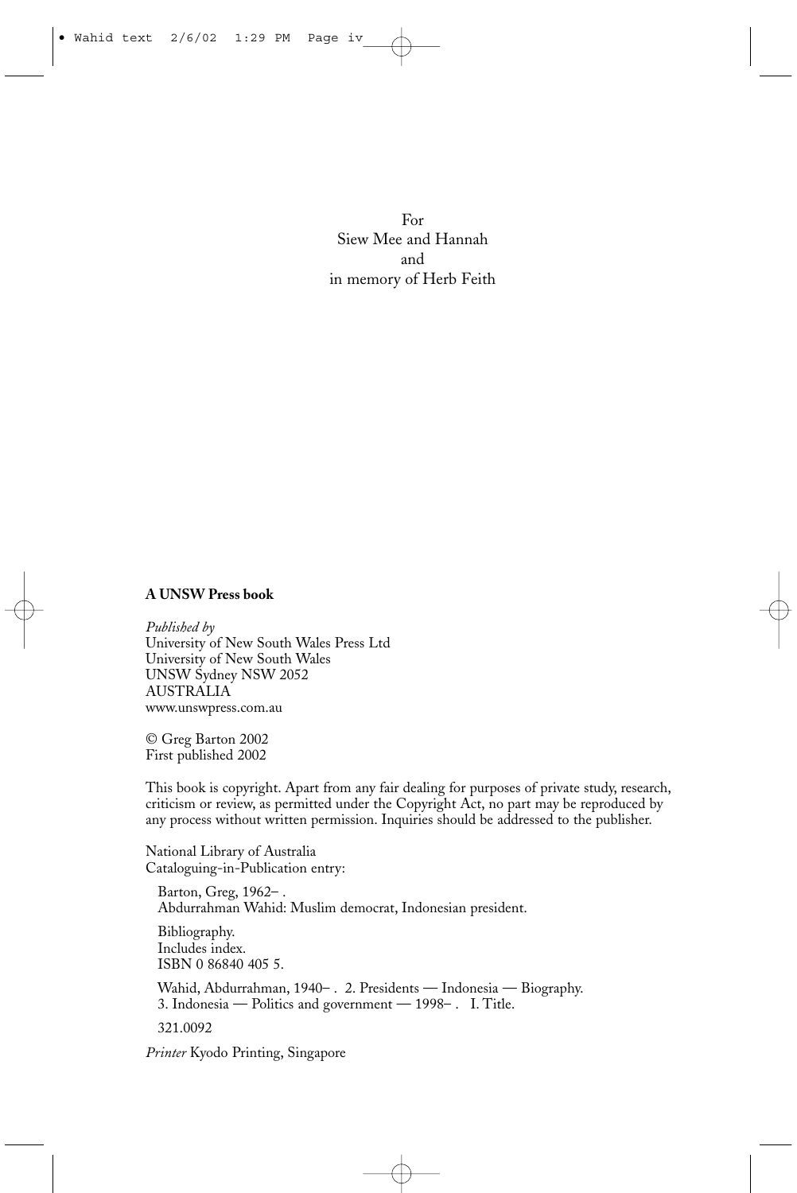For
Siew Mee and Hannah
and
in memory of Herb Feith

**A UNSW Press book**

*Published by*
University of New South Wales Press Ltd
University of New South Wales
UNSW Sydney NSW 2052
AUSTRALIA
www.unswpress.com.au

© Greg Barton 2002
First published 2002

This book is copyright. Apart from any fair dealing for purposes of private study, research, criticism or review, as permitted under the Copyright Act, no part may be reproduced by any process without written permission. Inquiries should be addressed to the publisher.

National Library of Australia
Cataloguing-in-Publication entry:

Barton, Greg, 1962– .
Abdurrahman Wahid: Muslim democrat, Indonesian president.

Bibliography.
Includes index.
ISBN 0 86840 405 5.

Wahid, Abdurrahman, 1940– . 2. Presidents — Indonesia — Biography.
3. Indonesia — Politics and government — 1998– . I. Title.

321.0092

*Printer* Kyodo Printing, Singapore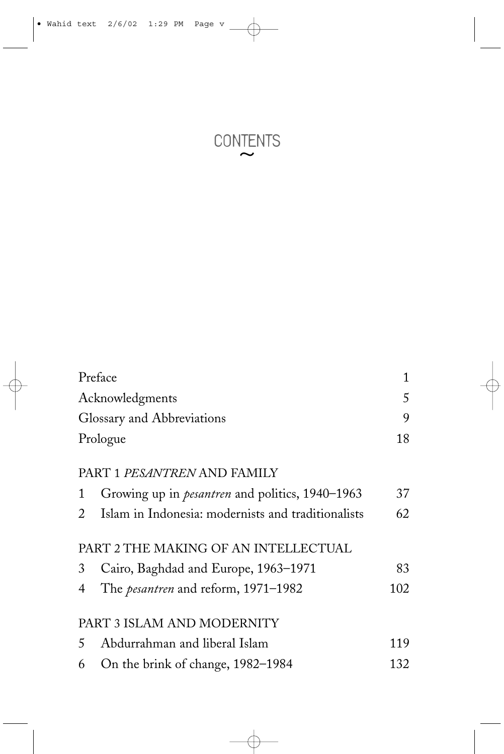# CONTENTS

| | |
|---|---|
| Preface | 1 |
| Acknowledgments | 5 |
| Glossary and Abbreviations | 9 |
| Prologue | 18 |
| **PART 1 *PESANTREN* AND FAMILY** | |
| 1 Growing up in *pesantren* and politics, 1940–1963 | 37 |
| 2 Islam in Indonesia: modernists and traditionalists | 62 |
| **PART 2 THE MAKING OF AN INTELLECTUAL** | |
| 3 Cairo, Baghdad and Europe, 1963–1971 | 83 |
| 4 The *pesantren* and reform, 1971–1982 | 102 |
| **PART 3 ISLAM AND MODERNITY** | |
| 5 Abdurrahman and liberal Islam | 119 |
| 6 On the brink of change, 1982–1984 | 132 |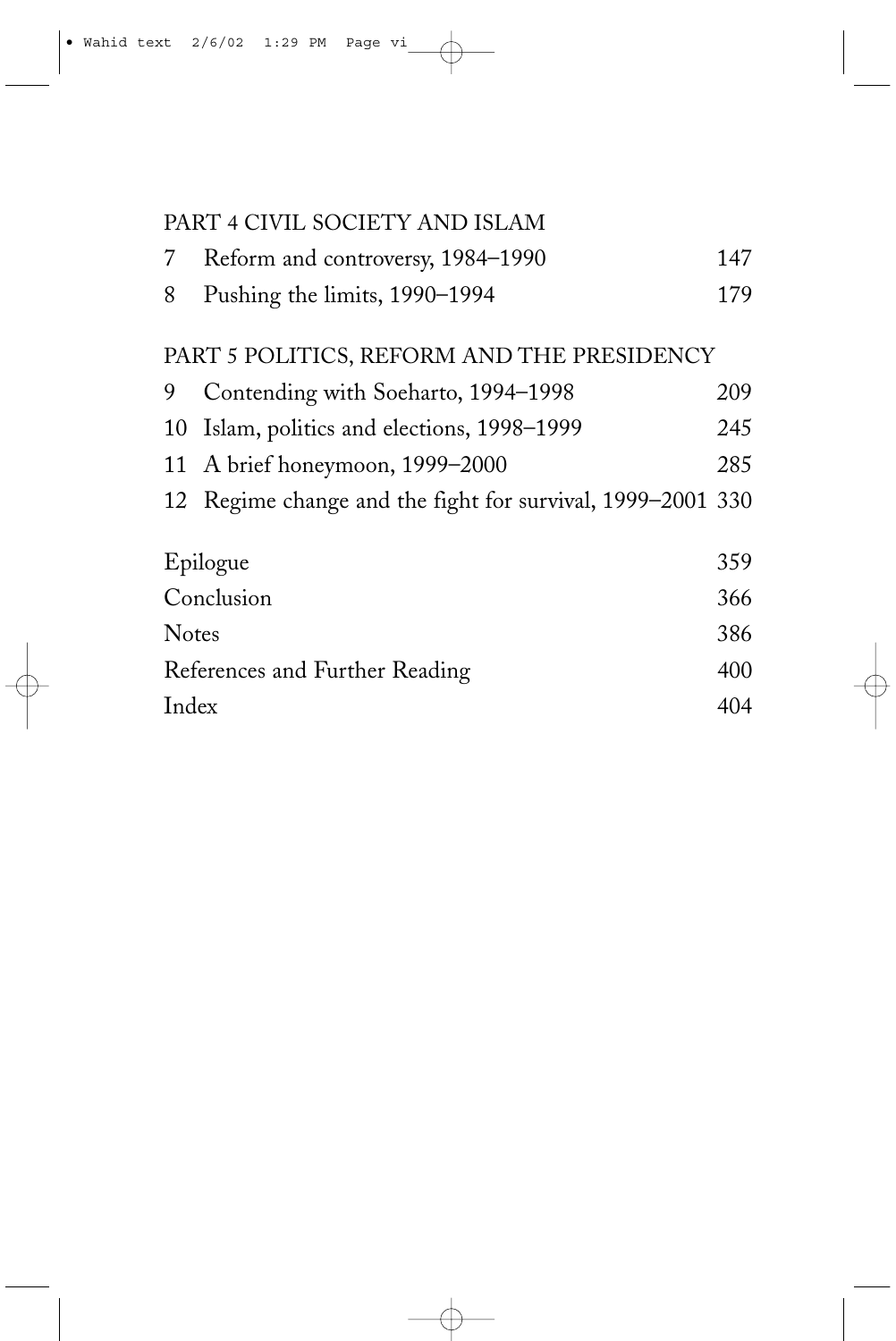## PART 4 CIVIL SOCIETY AND ISLAM

| | | |
|---|---|---|
| 7 | Reform and controversy, 1984–1990 | 147 |
| 8 | Pushing the limits, 1990–1994 | 179 |

## PART 5 POLITICS, REFORM AND THE PRESIDENCY

| | | |
|---|---|---|
| 9 | Contending with Soeharto, 1994–1998 | 209 |
| 10 | Islam, politics and elections, 1998–1999 | 245 |
| 11 | A brief honeymoon, 1999–2000 | 285 |
| 12 | Regime change and the fight for survival, 1999–2001 | 330 |

| | |
|---|---|
| Epilogue | 359 |
| Conclusion | 366 |
| Notes | 386 |
| References and Further Reading | 400 |
| Index | 404 |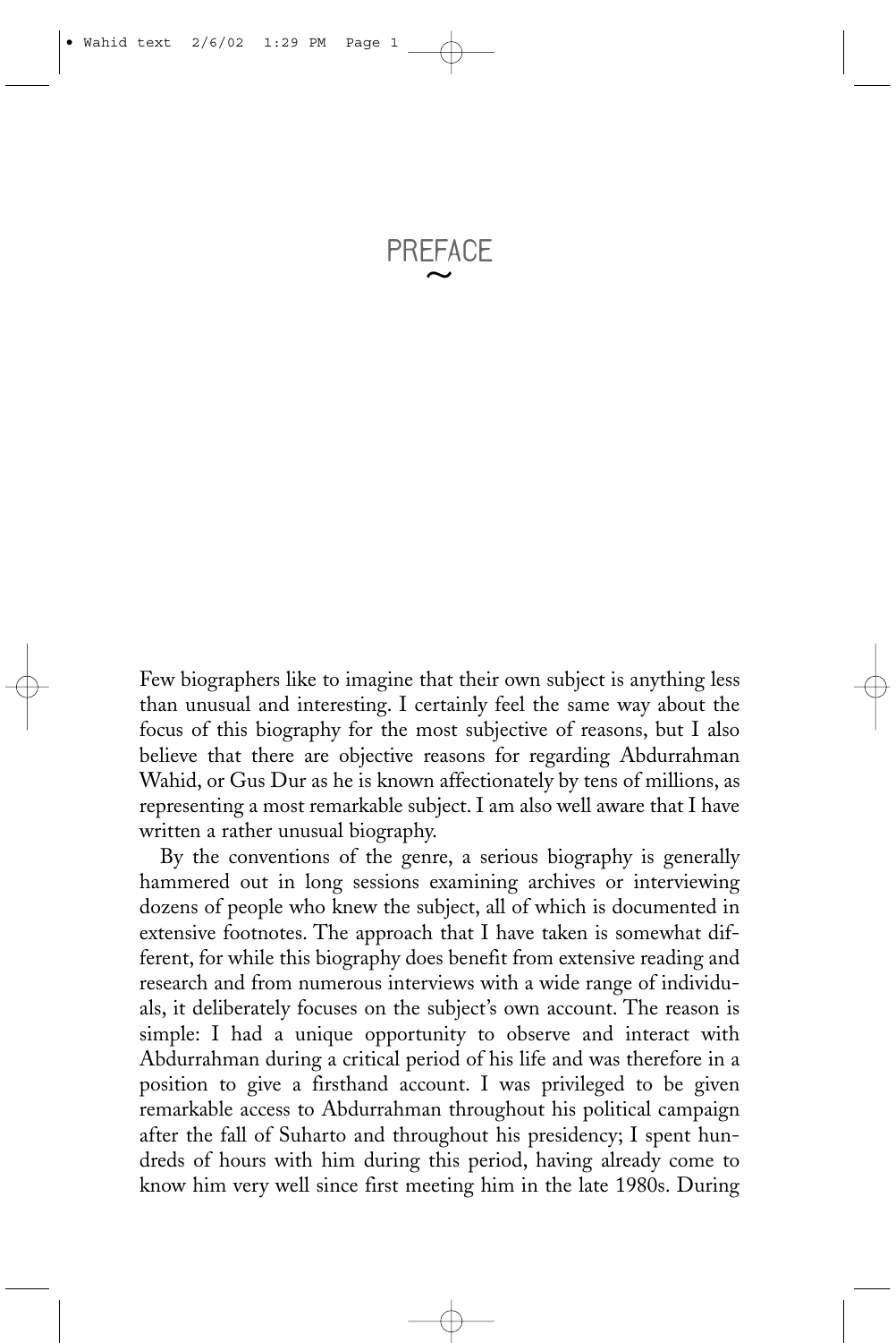# PREFACE

Few biographers like to imagine that their own subject is anything less than unusual and interesting. I certainly feel the same way about the focus of this biography for the most subjective of reasons, but I also believe that there are objective reasons for regarding Abdurrahman Wahid, or Gus Dur as he is known affectionately by tens of millions, as representing a most remarkable subject. I am also well aware that I have written a rather unusual biography.

By the conventions of the genre, a serious biography is generally hammered out in long sessions examining archives or interviewing dozens of people who knew the subject, all of which is documented in extensive footnotes. The approach that I have taken is somewhat different, for while this biography does benefit from extensive reading and research and from numerous interviews with a wide range of individuals, it deliberately focuses on the subject's own account. The reason is simple: I had a unique opportunity to observe and interact with Abdurrahman during a critical period of his life and was therefore in a position to give a firsthand account. I was privileged to be given remarkable access to Abdurrahman throughout his political campaign after the fall of Suharto and throughout his presidency; I spent hundreds of hours with him during this period, having already come to know him very well since first meeting him in the late 1980s. During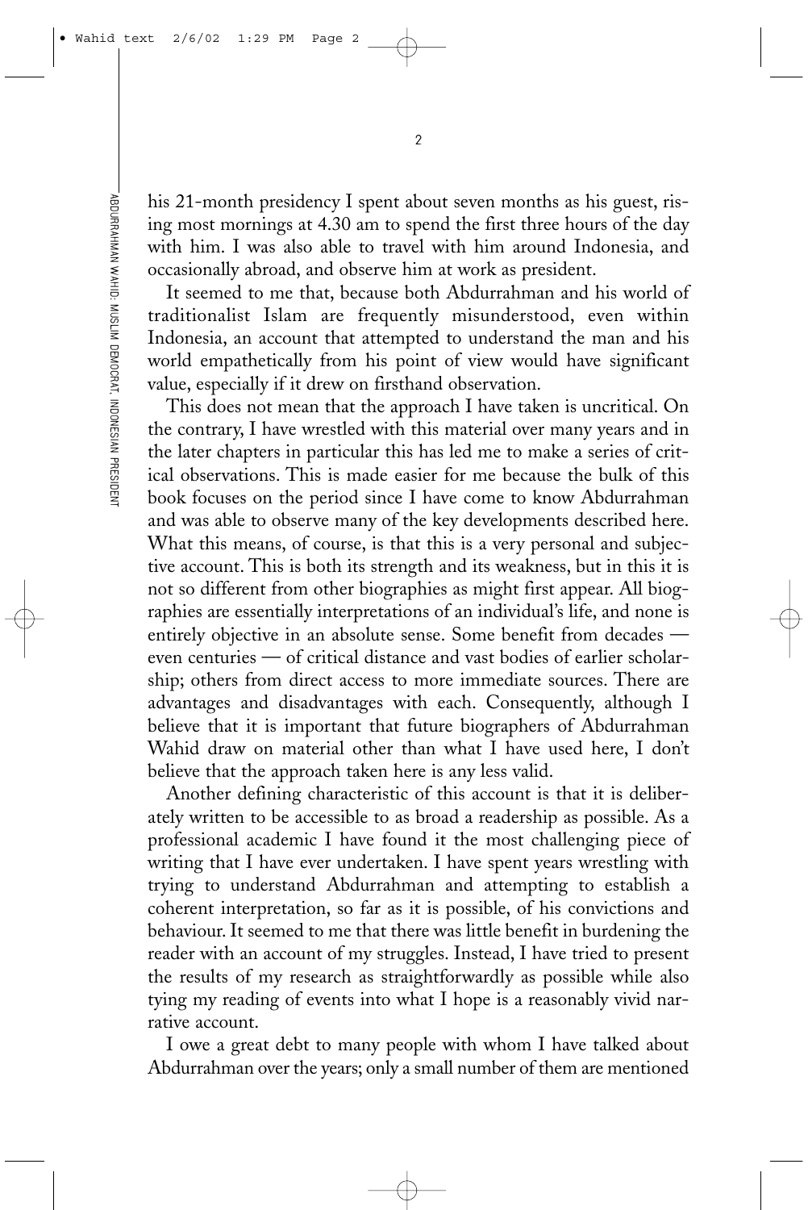his 21-month presidency I spent about seven months as his guest, rising most mornings at 4.30 am to spend the first three hours of the day with him. I was also able to travel with him around Indonesia, and occasionally abroad, and observe him at work as president.

It seemed to me that, because both Abdurrahman and his world of traditionalist Islam are frequently misunderstood, even within Indonesia, an account that attempted to understand the man and his world empathetically from his point of view would have significant value, especially if it drew on firsthand observation.

This does not mean that the approach I have taken is uncritical. On the contrary, I have wrestled with this material over many years and in the later chapters in particular this has led me to make a series of critical observations. This is made easier for me because the bulk of this book focuses on the period since I have come to know Abdurrahman and was able to observe many of the key developments described here. What this means, of course, is that this is a very personal and subjective account. This is both its strength and its weakness, but in this it is not so different from other biographies as might first appear. All biographies are essentially interpretations of an individual's life, and none is entirely objective in an absolute sense. Some benefit from decades — even centuries — of critical distance and vast bodies of earlier scholarship; others from direct access to more immediate sources. There are advantages and disadvantages with each. Consequently, although I believe that it is important that future biographers of Abdurrahman Wahid draw on material other than what I have used here, I don't believe that the approach taken here is any less valid.

Another defining characteristic of this account is that it is deliberately written to be accessible to as broad a readership as possible. As a professional academic I have found it the most challenging piece of writing that I have ever undertaken. I have spent years wrestling with trying to understand Abdurrahman and attempting to establish a coherent interpretation, so far as it is possible, of his convictions and behaviour. It seemed to me that there was little benefit in burdening the reader with an account of my struggles. Instead, I have tried to present the results of my research as straightforwardly as possible while also tying my reading of events into what I hope is a reasonably vivid narrative account.

I owe a great debt to many people with whom I have talked about Abdurrahman over the years; only a small number of them are mentioned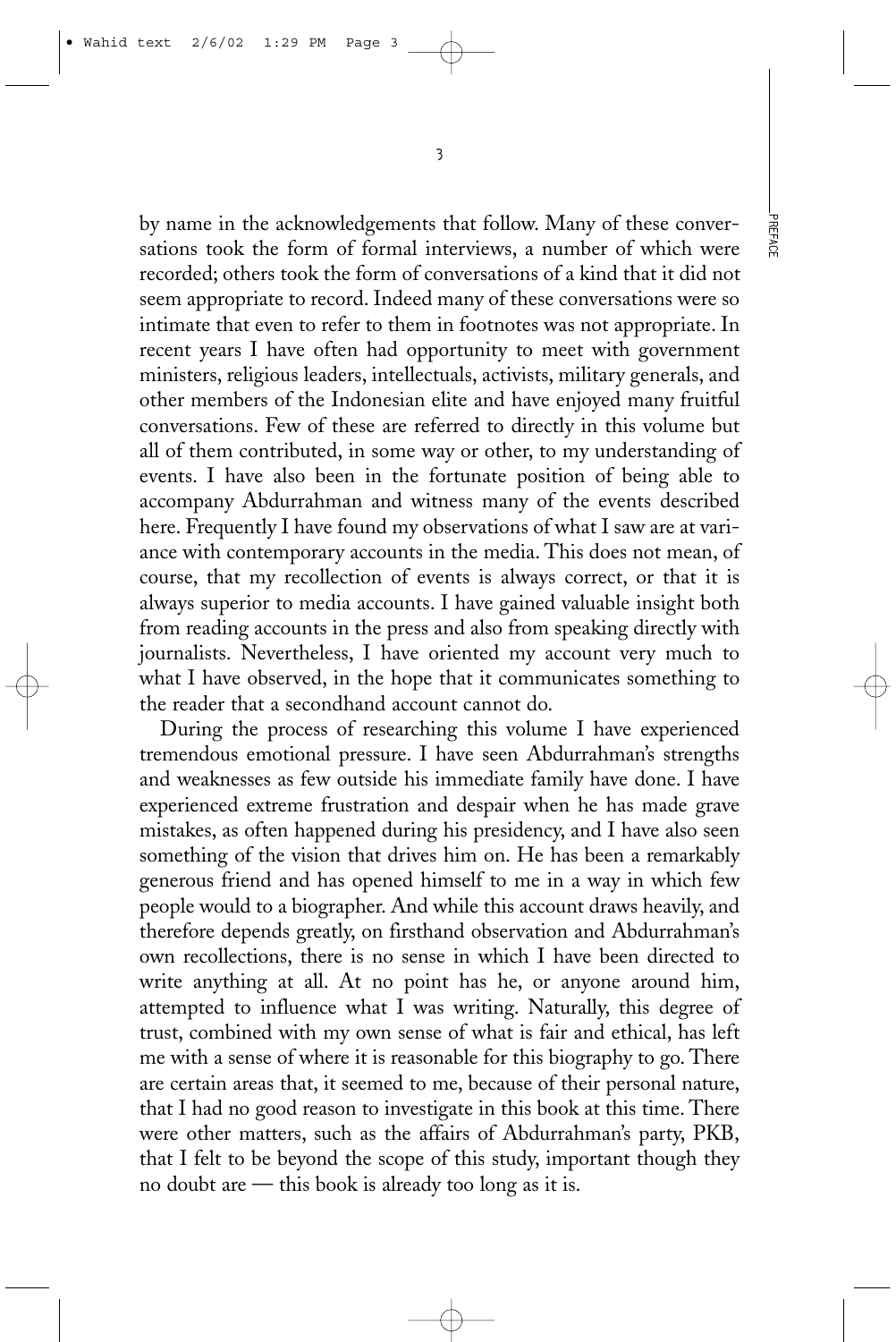by name in the acknowledgements that follow. Many of these conversations took the form of formal interviews, a number of which were recorded; others took the form of conversations of a kind that it did not seem appropriate to record. Indeed many of these conversations were so intimate that even to refer to them in footnotes was not appropriate. In recent years I have often had opportunity to meet with government ministers, religious leaders, intellectuals, activists, military generals, and other members of the Indonesian elite and have enjoyed many fruitful conversations. Few of these are referred to directly in this volume but all of them contributed, in some way or other, to my understanding of events. I have also been in the fortunate position of being able to accompany Abdurrahman and witness many of the events described here. Frequently I have found my observations of what I saw are at variance with contemporary accounts in the media. This does not mean, of course, that my recollection of events is always correct, or that it is always superior to media accounts. I have gained valuable insight both from reading accounts in the press and also from speaking directly with journalists. Nevertheless, I have oriented my account very much to what I have observed, in the hope that it communicates something to the reader that a secondhand account cannot do.

During the process of researching this volume I have experienced tremendous emotional pressure. I have seen Abdurrahman's strengths and weaknesses as few outside his immediate family have done. I have experienced extreme frustration and despair when he has made grave mistakes, as often happened during his presidency, and I have also seen something of the vision that drives him on. He has been a remarkably generous friend and has opened himself to me in a way in which few people would to a biographer. And while this account draws heavily, and therefore depends greatly, on firsthand observation and Abdurrahman's own recollections, there is no sense in which I have been directed to write anything at all. At no point has he, or anyone around him, attempted to influence what I was writing. Naturally, this degree of trust, combined with my own sense of what is fair and ethical, has left me with a sense of where it is reasonable for this biography to go. There are certain areas that, it seemed to me, because of their personal nature, that I had no good reason to investigate in this book at this time. There were other matters, such as the affairs of Abdurrahman's party, PKB, that I felt to be beyond the scope of this study, important though they no doubt are — this book is already too long as it is.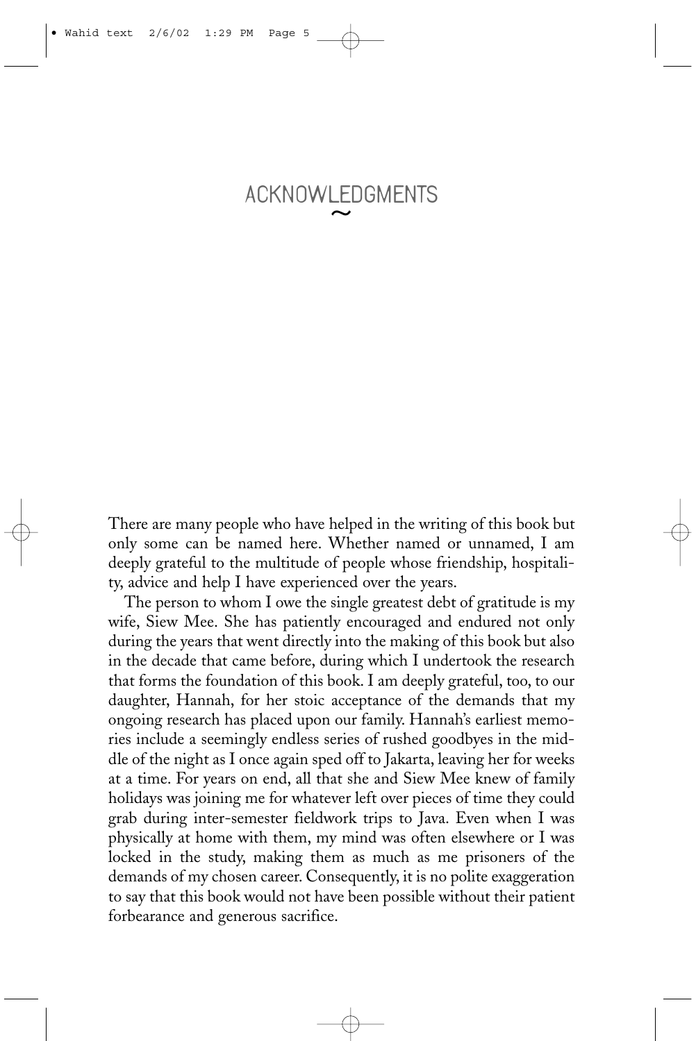# ACKNOWLEDGMENTS

There are many people who have helped in the writing of this book but only some can be named here. Whether named or unnamed, I am deeply grateful to the multitude of people whose friendship, hospitality, advice and help I have experienced over the years.

The person to whom I owe the single greatest debt of gratitude is my wife, Siew Mee. She has patiently encouraged and endured not only during the years that went directly into the making of this book but also in the decade that came before, during which I undertook the research that forms the foundation of this book. I am deeply grateful, too, to our daughter, Hannah, for her stoic acceptance of the demands that my ongoing research has placed upon our family. Hannah's earliest memories include a seemingly endless series of rushed goodbyes in the middle of the night as I once again sped off to Jakarta, leaving her for weeks at a time. For years on end, all that she and Siew Mee knew of family holidays was joining me for whatever left over pieces of time they could grab during inter-semester fieldwork trips to Java. Even when I was physically at home with them, my mind was often elsewhere or I was locked in the study, making them as much as me prisoners of the demands of my chosen career. Consequently, it is no polite exaggeration to say that this book would not have been possible without their patient forbearance and generous sacrifice.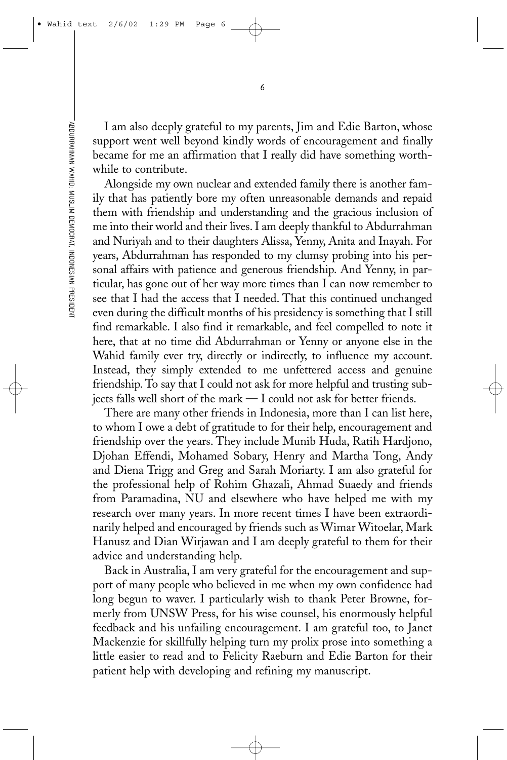I am also deeply grateful to my parents, Jim and Edie Barton, whose support went well beyond kindly words of encouragement and finally became for me an affirmation that I really did have something worthwhile to contribute.

Alongside my own nuclear and extended family there is another family that has patiently bore my often unreasonable demands and repaid them with friendship and understanding and the gracious inclusion of me into their world and their lives. I am deeply thankful to Abdurrahman and Nuriyah and to their daughters Alissa, Yenny, Anita and Inayah. For years, Abdurrahman has responded to my clumsy probing into his personal affairs with patience and generous friendship. And Yenny, in particular, has gone out of her way more times than I can now remember to see that I had the access that I needed. That this continued unchanged even during the difficult months of his presidency is something that I still find remarkable. I also find it remarkable, and feel compelled to note it here, that at no time did Abdurrahman or Yenny or anyone else in the Wahid family ever try, directly or indirectly, to influence my account. Instead, they simply extended to me unfettered access and genuine friendship. To say that I could not ask for more helpful and trusting subjects falls well short of the mark — I could not ask for better friends.

There are many other friends in Indonesia, more than I can list here, to whom I owe a debt of gratitude to for their help, encouragement and friendship over the years. They include Munib Huda, Ratih Hardjono, Djohan Effendi, Mohamed Sobary, Henry and Martha Tong, Andy and Diena Trigg and Greg and Sarah Moriarty. I am also grateful for the professional help of Rohim Ghazali, Ahmad Suaedy and friends from Paramadina, NU and elsewhere who have helped me with my research over many years. In more recent times I have been extraordinarily helped and encouraged by friends such as Wimar Witoelar, Mark Hanusz and Dian Wirjawan and I am deeply grateful to them for their advice and understanding help.

Back in Australia, I am very grateful for the encouragement and support of many people who believed in me when my own confidence had long begun to waver. I particularly wish to thank Peter Browne, formerly from UNSW Press, for his wise counsel, his enormously helpful feedback and his unfailing encouragement. I am grateful too, to Janet Mackenzie for skillfully helping turn my prolix prose into something a little easier to read and to Felicity Raeburn and Edie Barton for their patient help with developing and refining my manuscript.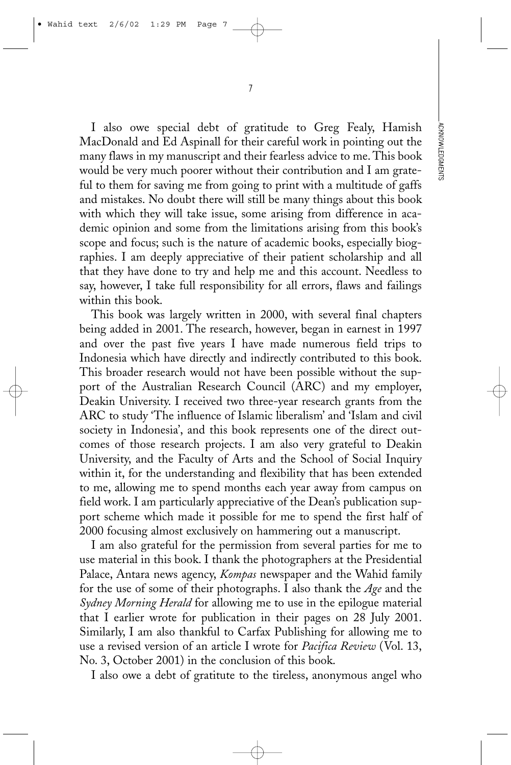I also owe special debt of gratitude to Greg Fealy, Hamish MacDonald and Ed Aspinall for their careful work in pointing out the many flaws in my manuscript and their fearless advice to me. This book would be very much poorer without their contribution and I am grateful to them for saving me from going to print with a multitude of gaffs and mistakes. No doubt there will still be many things about this book with which they will take issue, some arising from difference in academic opinion and some from the limitations arising from this book's scope and focus; such is the nature of academic books, especially biographies. I am deeply appreciative of their patient scholarship and all that they have done to try and help me and this account. Needless to say, however, I take full responsibility for all errors, flaws and failings within this book.

This book was largely written in 2000, with several final chapters being added in 2001. The research, however, began in earnest in 1997 and over the past five years I have made numerous field trips to Indonesia which have directly and indirectly contributed to this book. This broader research would not have been possible without the support of the Australian Research Council (ARC) and my employer, Deakin University. I received two three-year research grants from the ARC to study 'The influence of Islamic liberalism' and 'Islam and civil society in Indonesia', and this book represents one of the direct outcomes of those research projects. I am also very grateful to Deakin University, and the Faculty of Arts and the School of Social Inquiry within it, for the understanding and flexibility that has been extended to me, allowing me to spend months each year away from campus on field work. I am particularly appreciative of the Dean's publication support scheme which made it possible for me to spend the first half of 2000 focusing almost exclusively on hammering out a manuscript.

I am also grateful for the permission from several parties for me to use material in this book. I thank the photographers at the Presidential Palace, Antara news agency, *Kompas* newspaper and the Wahid family for the use of some of their photographs. I also thank the *Age* and the *Sydney Morning Herald* for allowing me to use in the epilogue material that I earlier wrote for publication in their pages on 28 July 2001. Similarly, I am also thankful to Carfax Publishing for allowing me to use a revised version of an article I wrote for *Pacifica Review* (Vol. 13, No. 3, October 2001) in the conclusion of this book.

I also owe a debt of gratitute to the tireless, anonymous angel who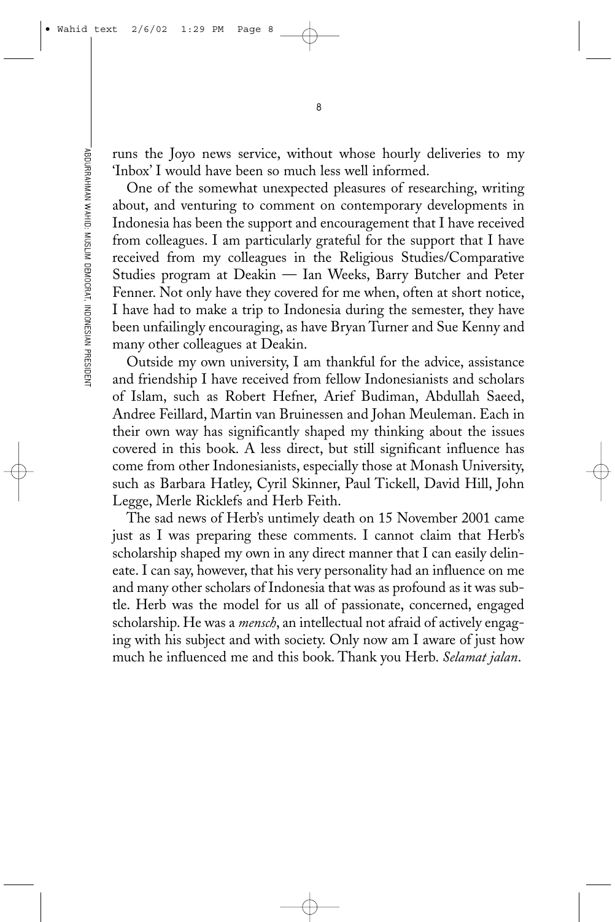runs the Joyo news service, without whose hourly deliveries to my 'Inbox' I would have been so much less well informed.

One of the somewhat unexpected pleasures of researching, writing about, and venturing to comment on contemporary developments in Indonesia has been the support and encouragement that I have received from colleagues. I am particularly grateful for the support that I have received from my colleagues in the Religious Studies/Comparative Studies program at Deakin — Ian Weeks, Barry Butcher and Peter Fenner. Not only have they covered for me when, often at short notice, I have had to make a trip to Indonesia during the semester, they have been unfailingly encouraging, as have Bryan Turner and Sue Kenny and many other colleagues at Deakin.

Outside my own university, I am thankful for the advice, assistance and friendship I have received from fellow Indonesianists and scholars of Islam, such as Robert Hefner, Arief Budiman, Abdullah Saeed, Andree Feillard, Martin van Bruinessen and Johan Meuleman. Each in their own way has significantly shaped my thinking about the issues covered in this book. A less direct, but still significant influence has come from other Indonesianists, especially those at Monash University, such as Barbara Hatley, Cyril Skinner, Paul Tickell, David Hill, John Legge, Merle Ricklefs and Herb Feith.

The sad news of Herb's untimely death on 15 November 2001 came just as I was preparing these comments. I cannot claim that Herb's scholarship shaped my own in any direct manner that I can easily delineate. I can say, however, that his very personality had an influence on me and many other scholars of Indonesia that was as profound as it was subtle. Herb was the model for us all of passionate, concerned, engaged scholarship. He was a *mensch*, an intellectual not afraid of actively engaging with his subject and with society. Only now am I aware of just how much he influenced me and this book. Thank you Herb. *Selamat jalan*.